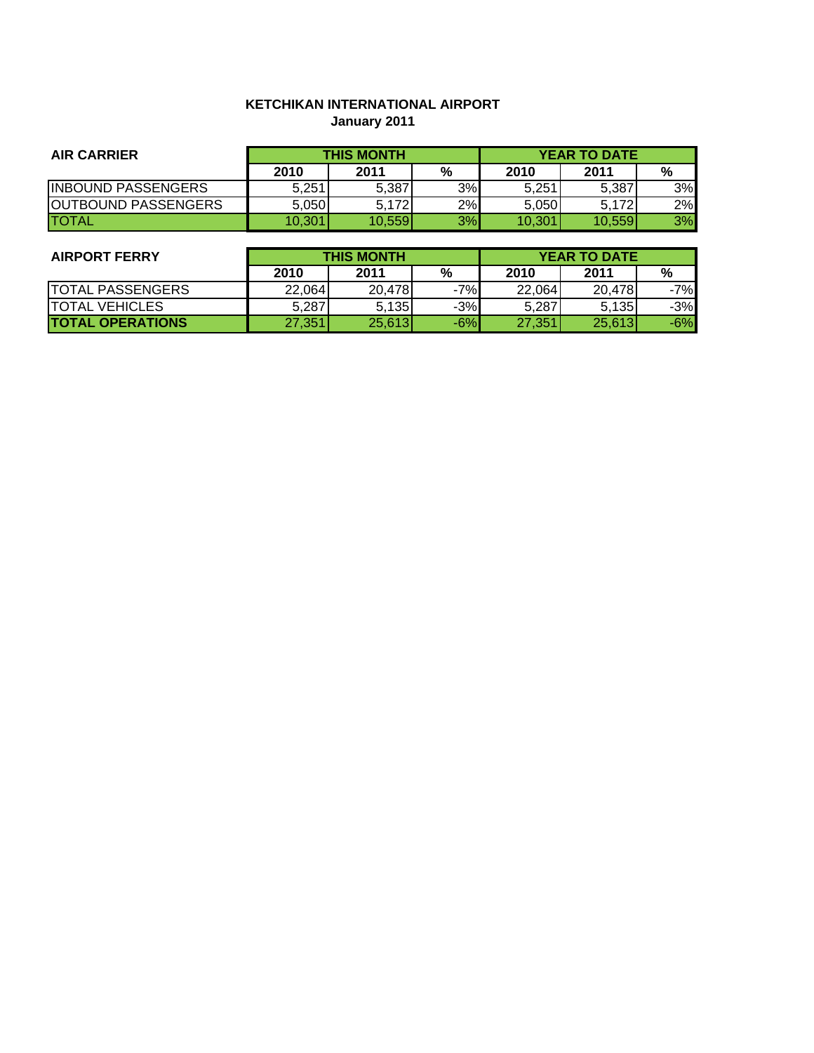# KETCHIKAN INTERNATIONAL AIRPORT
## January 2011

| AIR CARRIER | THIS MONTH | | | YEAR TO DATE | | |
|---|---|---|---|---|---|---|
| | 2010 | 2011 | % | 2010 | 2011 | % |
| INBOUND PASSENGERS | 5,251 | 5,387 | 3% | 5,251 | 5,387 | 3% |
| OUTBOUND PASSENGERS | 5,050 | 5,172 | 2% | 5,050 | 5,172 | 2% |
| TOTAL | 10,301 | 10,559 | 3% | 10,301 | 10,559 | 3% |

| AIRPORT FERRY | THIS MONTH | | | YEAR TO DATE | | |
|---|---|---|---|---|---|---|
| | 2010 | 2011 | % | 2010 | 2011 | % |
| TOTAL PASSENGERS | 22,064 | 20,478 | -7% | 22,064 | 20,478 | -7% |
| TOTAL VEHICLES | 5,287 | 5,135 | -3% | 5,287 | 5,135 | -3% |
| **TOTAL OPERATIONS** | 27,351 | 25,613 | -6% | 27,351 | 25,613 | -6% |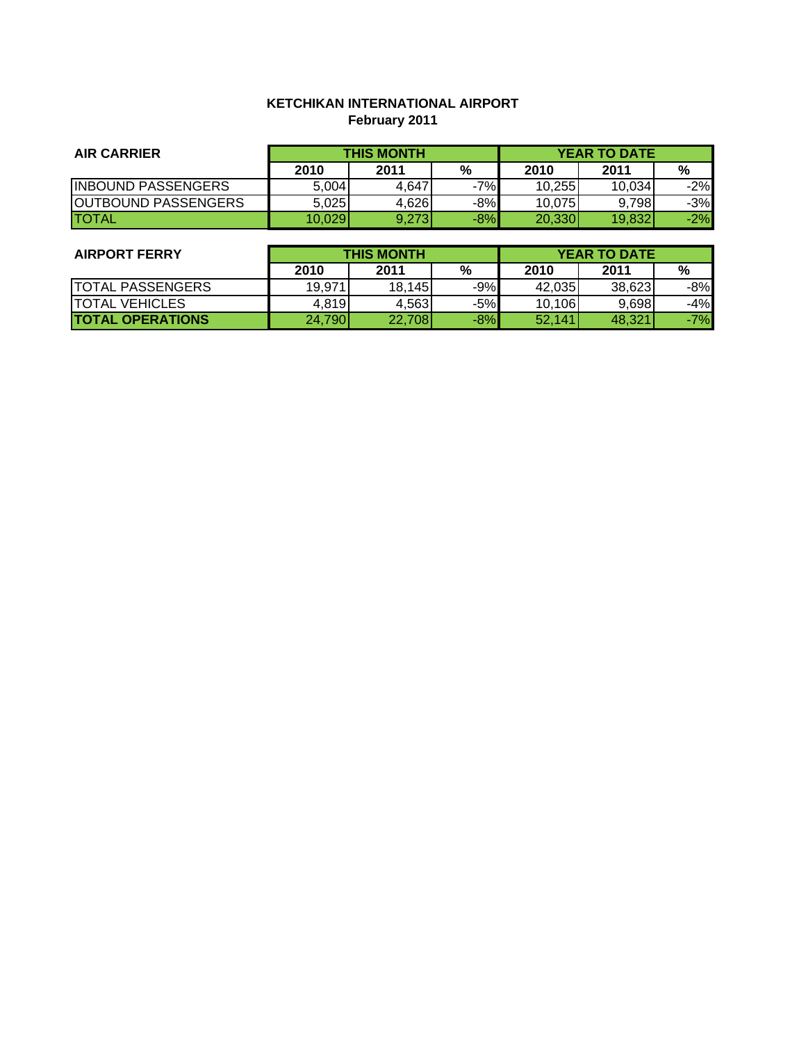**KETCHIKAN INTERNATIONAL AIRPORT**
**February 2011**

| AIR CARRIER | THIS MONTH | | | YEAR TO DATE | | |
|---|---|---|---|---|---|---|
| | 2010 | 2011 | % | 2010 | 2011 | % |
| INBOUND PASSENGERS | 5,004 | 4,647 | -7% | 10,255 | 10,034 | -2% |
| OUTBOUND PASSENGERS | 5,025 | 4,626 | -8% | 10,075 | 9,798 | -3% |
| TOTAL | 10,029 | 9,273 | -8% | 20,330 | 19,832 | -2% |

| AIRPORT FERRY | THIS MONTH | | | YEAR TO DATE | | |
|---|---|---|---|---|---|---|
| | 2010 | 2011 | % | 2010 | 2011 | % |
| TOTAL PASSENGERS | 19,971 | 18,145 | -9% | 42,035 | 38,623 | -8% |
| TOTAL VEHICLES | 4,819 | 4,563 | -5% | 10,106 | 9,698 | -4% |
| **TOTAL OPERATIONS** | 24,790 | 22,708 | -8% | 52,141 | 48,321 | -7% |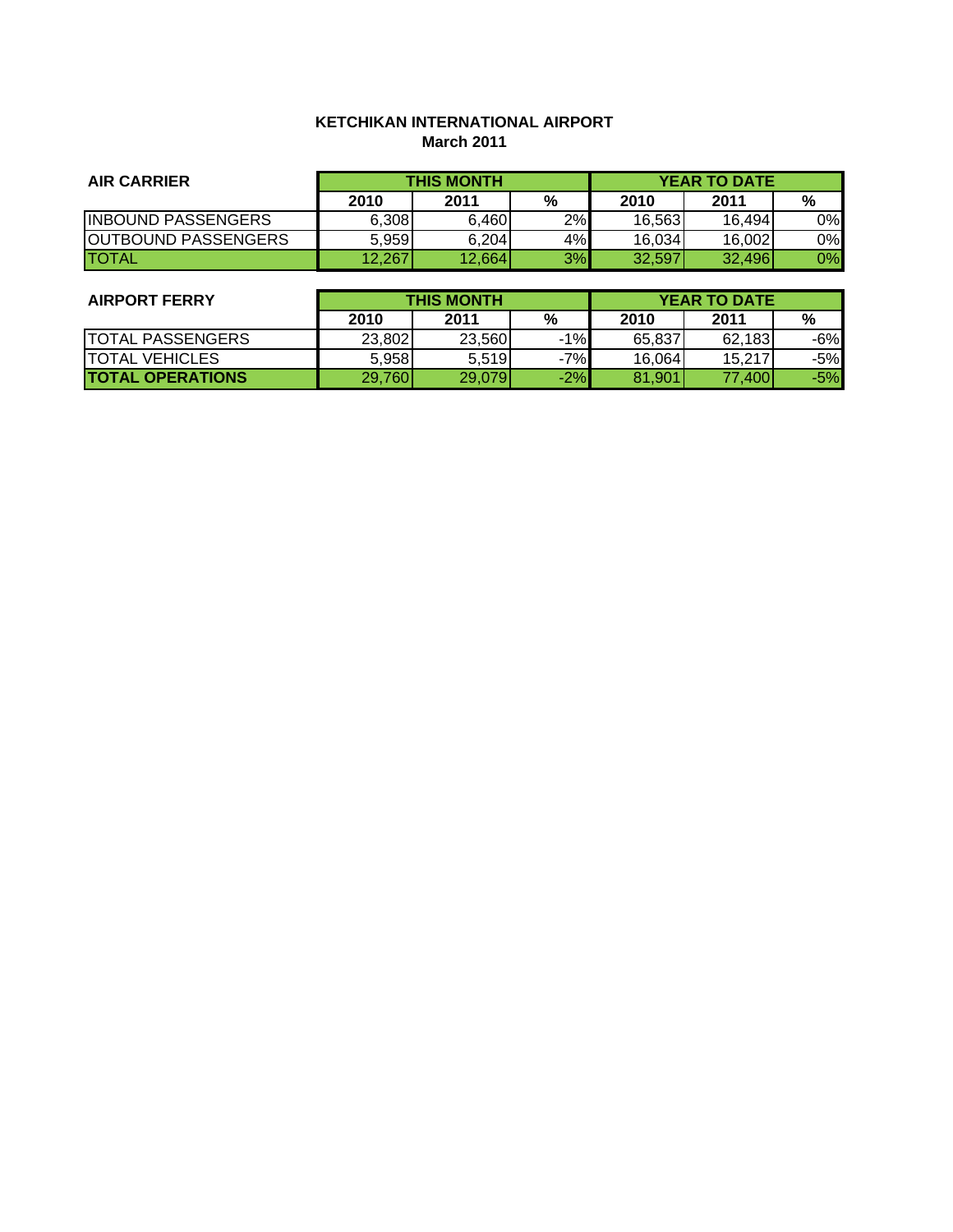# KETCHIKAN INTERNATIONAL AIRPORT
## March 2011

| AIR CARRIER | THIS MONTH | | | YEAR TO DATE | | |
|---|---|---|---|---|---|---|
| | 2010 | 2011 | % | 2010 | 2011 | % |
| INBOUND PASSENGERS | 6,308 | 6,460 | 2% | 16,563 | 16,494 | 0% |
| OUTBOUND PASSENGERS | 5,959 | 6,204 | 4% | 16,034 | 16,002 | 0% |
| TOTAL | 12,267 | 12,664 | 3% | 32,597 | 32,496 | 0% |

| AIRPORT FERRY | THIS MONTH | | | YEAR TO DATE | | |
|---|---|---|---|---|---|---|
| | 2010 | 2011 | % | 2010 | 2011 | % |
| TOTAL PASSENGERS | 23,802 | 23,560 | -1% | 65,837 | 62,183 | -6% |
| TOTAL VEHICLES | 5,958 | 5,519 | -7% | 16,064 | 15,217 | -5% |
| **TOTAL OPERATIONS** | 29,760 | 29,079 | -2% | 81,901 | 77,400 | -5% |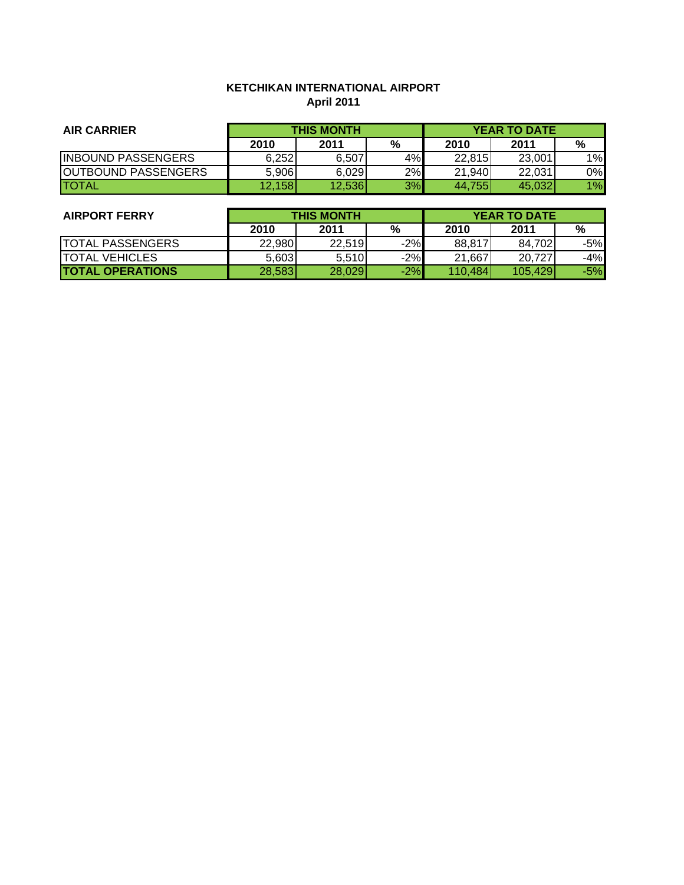**KETCHIKAN INTERNATIONAL AIRPORT**
**April 2011**

| AIR CARRIER | THIS MONTH | | | YEAR TO DATE | | |
|---|---|---|---|---|---|---|
| | 2010 | 2011 | % | 2010 | 2011 | % |
| INBOUND PASSENGERS | 6,252 | 6,507 | 4% | 22,815 | 23,001 | 1% |
| OUTBOUND PASSENGERS | 5,906 | 6,029 | 2% | 21,940 | 22,031 | 0% |
| TOTAL | 12,158 | 12,536 | 3% | 44,755 | 45,032 | 1% |

| AIRPORT FERRY | THIS MONTH | | | YEAR TO DATE | | |
|---|---|---|---|---|---|---|
| | 2010 | 2011 | % | 2010 | 2011 | % |
| TOTAL PASSENGERS | 22,980 | 22,519 | -2% | 88,817 | 84,702 | -5% |
| TOTAL VEHICLES | 5,603 | 5,510 | -2% | 21,667 | 20,727 | -4% |
| **TOTAL OPERATIONS** | 28,583 | 28,029 | -2% | 110,484 | 105,429 | -5% |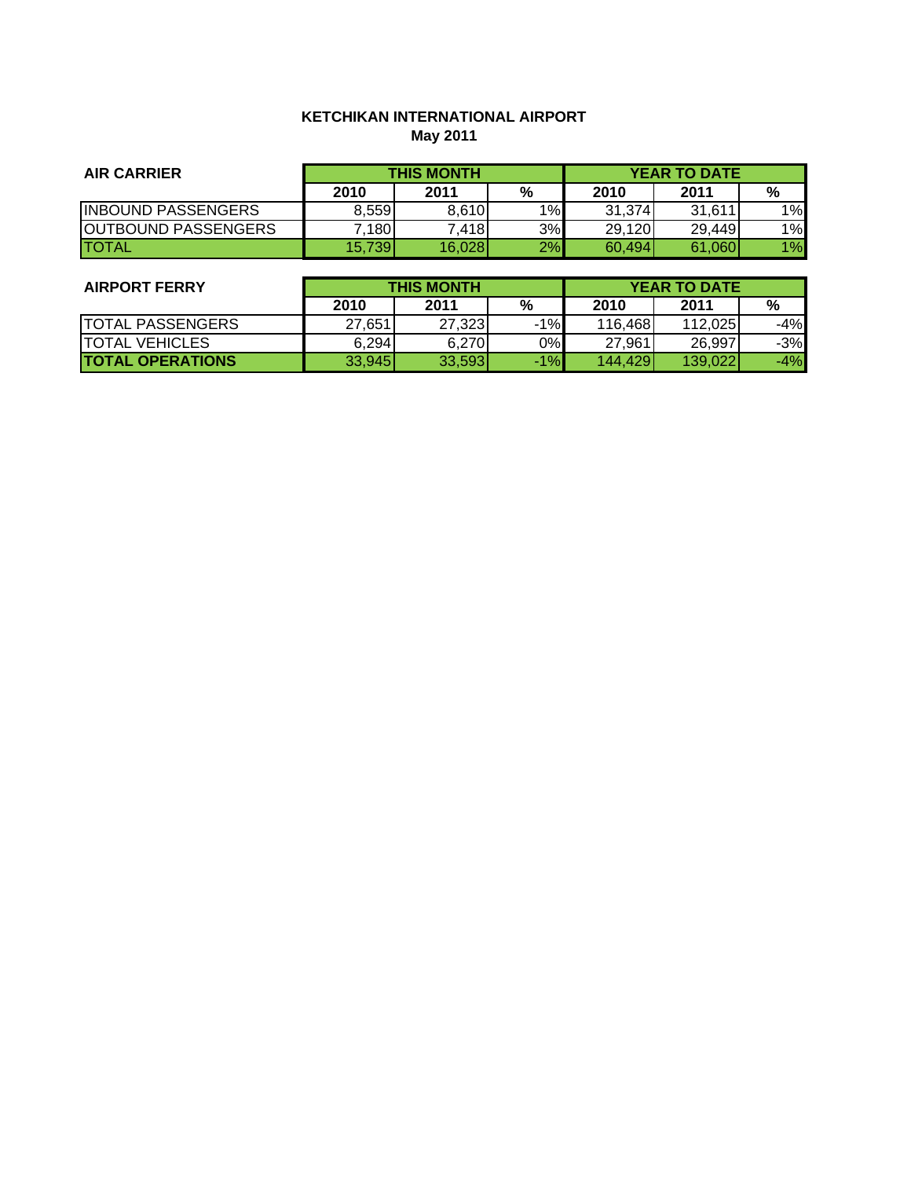**KETCHIKAN INTERNATIONAL AIRPORT**
**May 2011**

| AIR CARRIER | THIS MONTH | | | YEAR TO DATE | | |
|---|---|---|---|---|---|---|
| | 2010 | 2011 | % | 2010 | 2011 | % |
| INBOUND PASSENGERS | 8,559 | 8,610 | 1% | 31,374 | 31,611 | 1% |
| OUTBOUND PASSENGERS | 7,180 | 7,418 | 3% | 29,120 | 29,449 | 1% |
| TOTAL | 15,739 | 16,028 | 2% | 60,494 | 61,060 | 1% |

| AIRPORT FERRY | THIS MONTH | | | YEAR TO DATE | | |
|---|---|---|---|---|---|---|
| | 2010 | 2011 | % | 2010 | 2011 | % |
| TOTAL PASSENGERS | 27,651 | 27,323 | -1% | 116,468 | 112,025 | -4% |
| TOTAL VEHICLES | 6,294 | 6,270 | 0% | 27,961 | 26,997 | -3% |
| **TOTAL OPERATIONS** | 33,945 | 33,593 | -1% | 144,429 | 139,022 | -4% |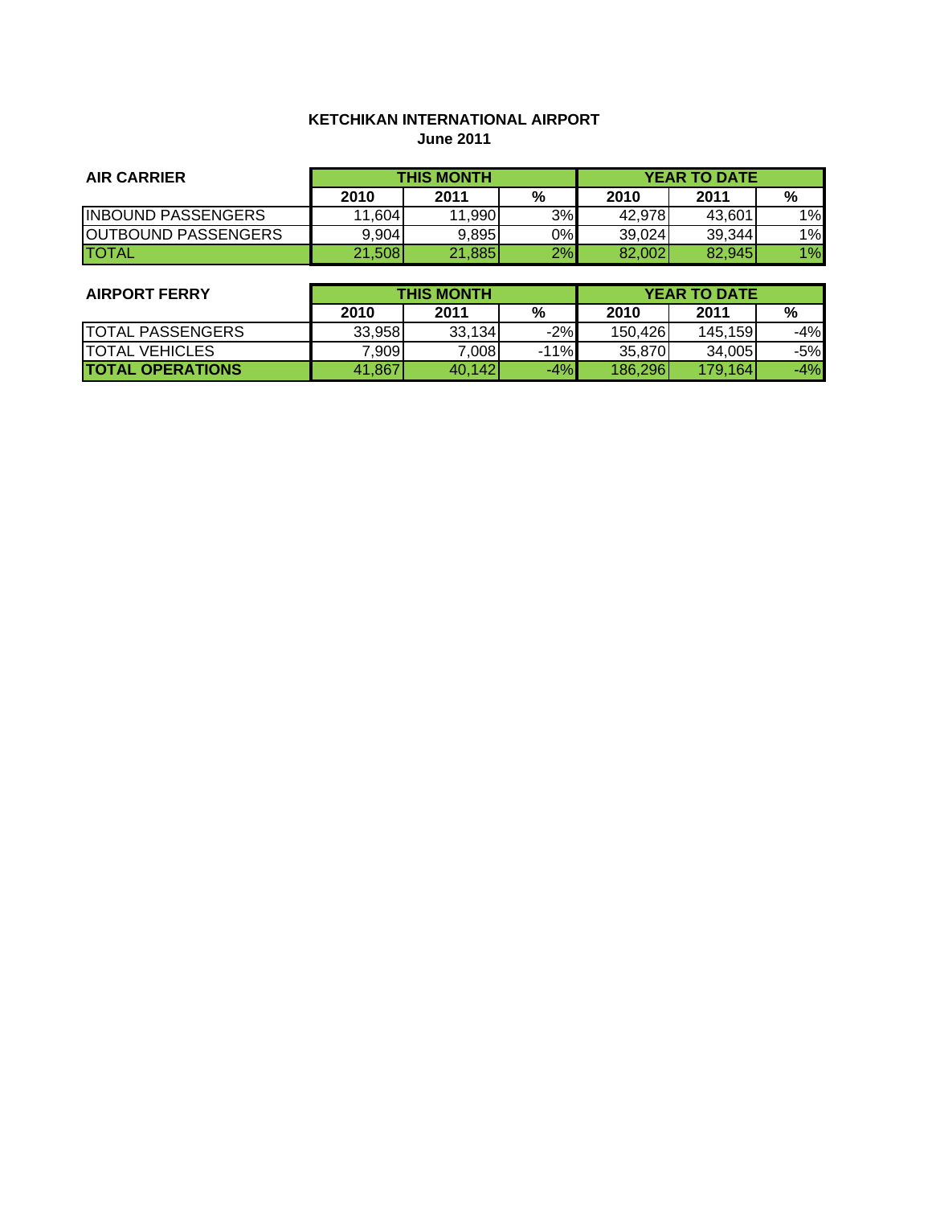**KETCHIKAN INTERNATIONAL AIRPORT**
**June 2011**

| AIR CARRIER | THIS MONTH | | | YEAR TO DATE | | |
|---|---|---|---|---|---|---|
| | 2010 | 2011 | % | 2010 | 2011 | % |
| INBOUND PASSENGERS | 11,604 | 11,990 | 3% | 42,978 | 43,601 | 1% |
| OUTBOUND PASSENGERS | 9,904 | 9,895 | 0% | 39,024 | 39,344 | 1% |
| TOTAL | 21,508 | 21,885 | 2% | 82,002 | 82,945 | 1% |

| AIRPORT FERRY | THIS MONTH | | | YEAR TO DATE | | |
|---|---|---|---|---|---|---|
| | 2010 | 2011 | % | 2010 | 2011 | % |
| TOTAL PASSENGERS | 33,958 | 33,134 | -2% | 150,426 | 145,159 | -4% |
| TOTAL VEHICLES | 7,909 | 7,008 | -11% | 35,870 | 34,005 | -5% |
| **TOTAL OPERATIONS** | 41,867 | 40,142 | -4% | 186,296 | 179,164 | -4% |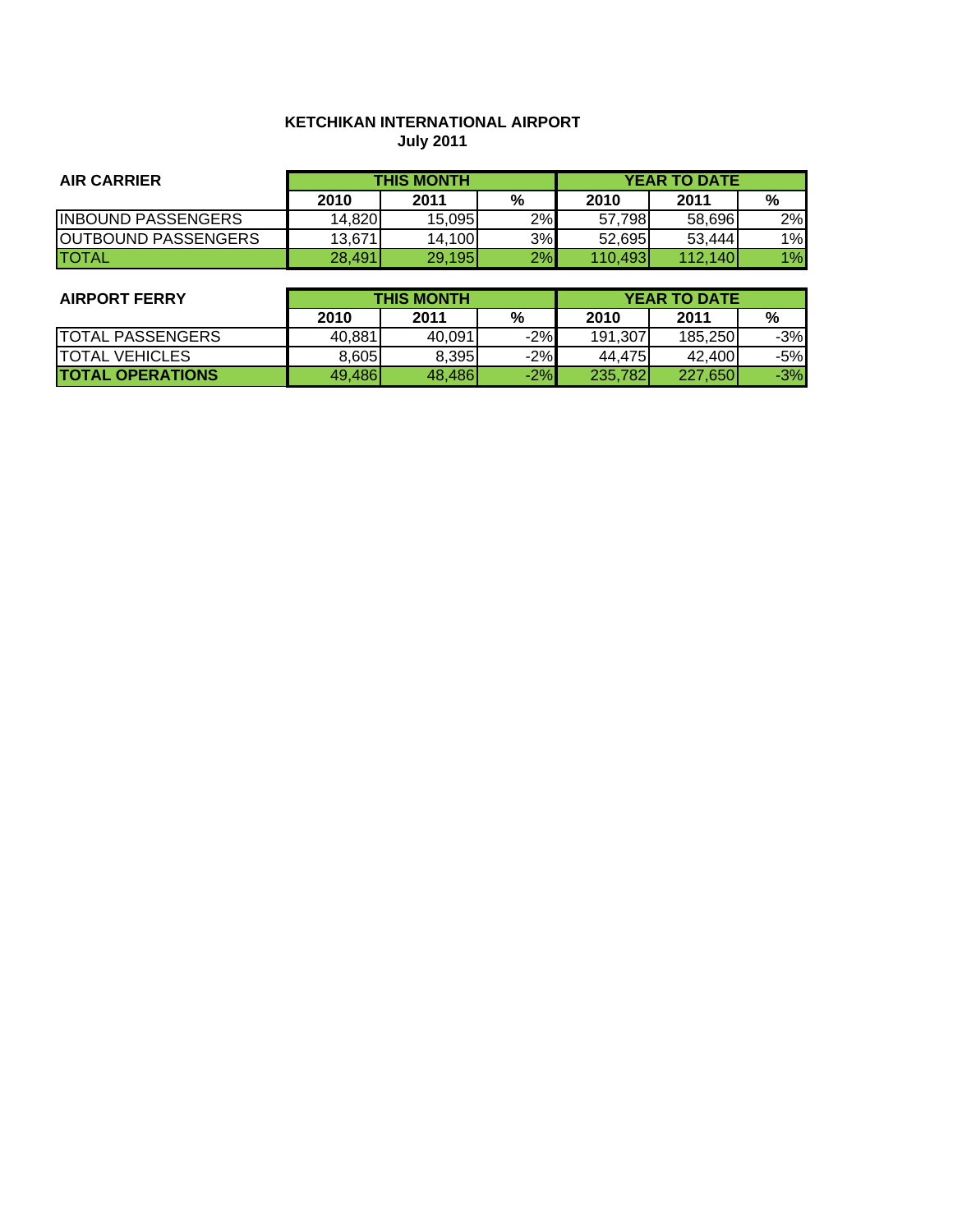**KETCHIKAN INTERNATIONAL AIRPORT**
**July 2011**

| AIR CARRIER | THIS MONTH | | | YEAR TO DATE | | |
|---|---|---|---|---|---|---|
| | 2010 | 2011 | % | 2010 | 2011 | % |
| INBOUND PASSENGERS | 14,820 | 15,095 | 2% | 57,798 | 58,696 | 2% |
| OUTBOUND PASSENGERS | 13,671 | 14,100 | 3% | 52,695 | 53,444 | 1% |
| TOTAL | 28,491 | 29,195 | 2% | 110,493 | 112,140 | 1% |

| AIRPORT FERRY | THIS MONTH | | | YEAR TO DATE | | |
|---|---|---|---|---|---|---|
| | 2010 | 2011 | % | 2010 | 2011 | % |
| TOTAL PASSENGERS | 40,881 | 40,091 | -2% | 191,307 | 185,250 | -3% |
| TOTAL VEHICLES | 8,605 | 8,395 | -2% | 44,475 | 42,400 | -5% |
| **TOTAL OPERATIONS** | 49,486 | 48,486 | -2% | 235,782 | 227,650 | -3% |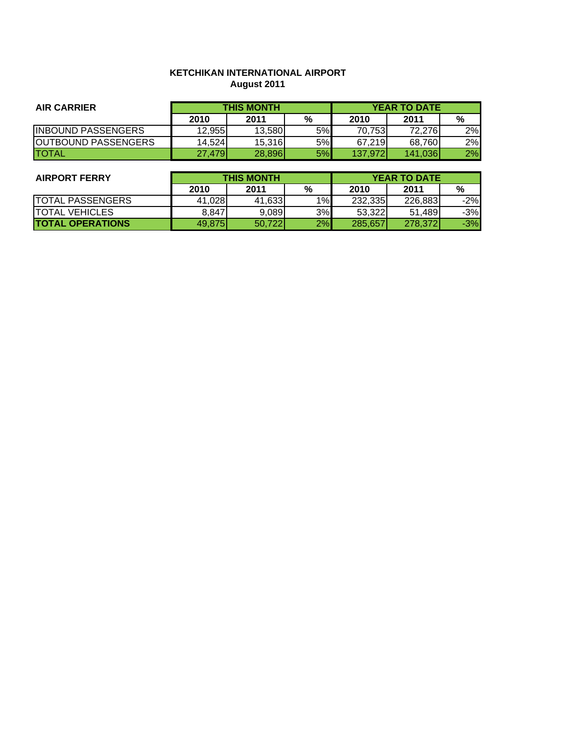**KETCHIKAN INTERNATIONAL AIRPORT**
**August 2011**

| AIR CARRIER | THIS MONTH | | | YEAR TO DATE | | |
|---|---|---|---|---|---|---|
| | 2010 | 2011 | % | 2010 | 2011 | % |
| INBOUND PASSENGERS | 12,955 | 13,580 | 5% | 70,753 | 72,276 | 2% |
| OUTBOUND PASSENGERS | 14,524 | 15,316 | 5% | 67,219 | 68,760 | 2% |
| TOTAL | 27,479 | 28,896 | 5% | 137,972 | 141,036 | 2% |

| AIRPORT FERRY | THIS MONTH | | | YEAR TO DATE | | |
|---|---|---|---|---|---|---|
| | 2010 | 2011 | % | 2010 | 2011 | % |
| TOTAL PASSENGERS | 41,028 | 41,633 | 1% | 232,335 | 226,883 | -2% |
| TOTAL VEHICLES | 8,847 | 9,089 | 3% | 53,322 | 51,489 | -3% |
| **TOTAL OPERATIONS** | 49,875 | 50,722 | 2% | 285,657 | 278,372 | -3% |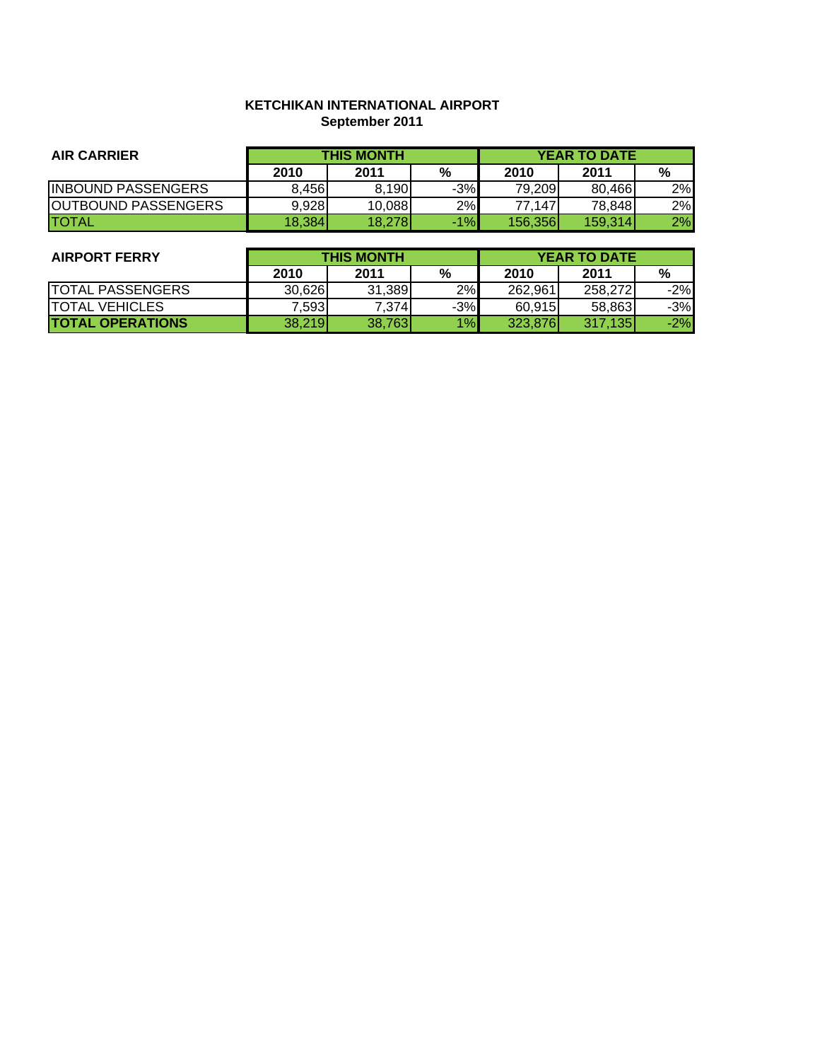**KETCHIKAN INTERNATIONAL AIRPORT**
**September 2011**

| AIR CARRIER | THIS MONTH | | | YEAR TO DATE | | |
|---|---|---|---|---|---|---|
| | 2010 | 2011 | % | 2010 | 2011 | % |
| INBOUND PASSENGERS | 8,456 | 8,190 | -3% | 79,209 | 80,466 | 2% |
| OUTBOUND PASSENGERS | 9,928 | 10,088 | 2% | 77,147 | 78,848 | 2% |
| TOTAL | 18,384 | 18,278 | -1% | 156,356 | 159,314 | 2% |

| AIRPORT FERRY | THIS MONTH | | | YEAR TO DATE | | |
|---|---|---|---|---|---|---|
| | 2010 | 2011 | % | 2010 | 2011 | % |
| TOTAL PASSENGERS | 30,626 | 31,389 | 2% | 262,961 | 258,272 | -2% |
| TOTAL VEHICLES | 7,593 | 7,374 | -3% | 60,915 | 58,863 | -3% |
| **TOTAL OPERATIONS** | 38,219 | 38,763 | 1% | 323,876 | 317,135 | -2% |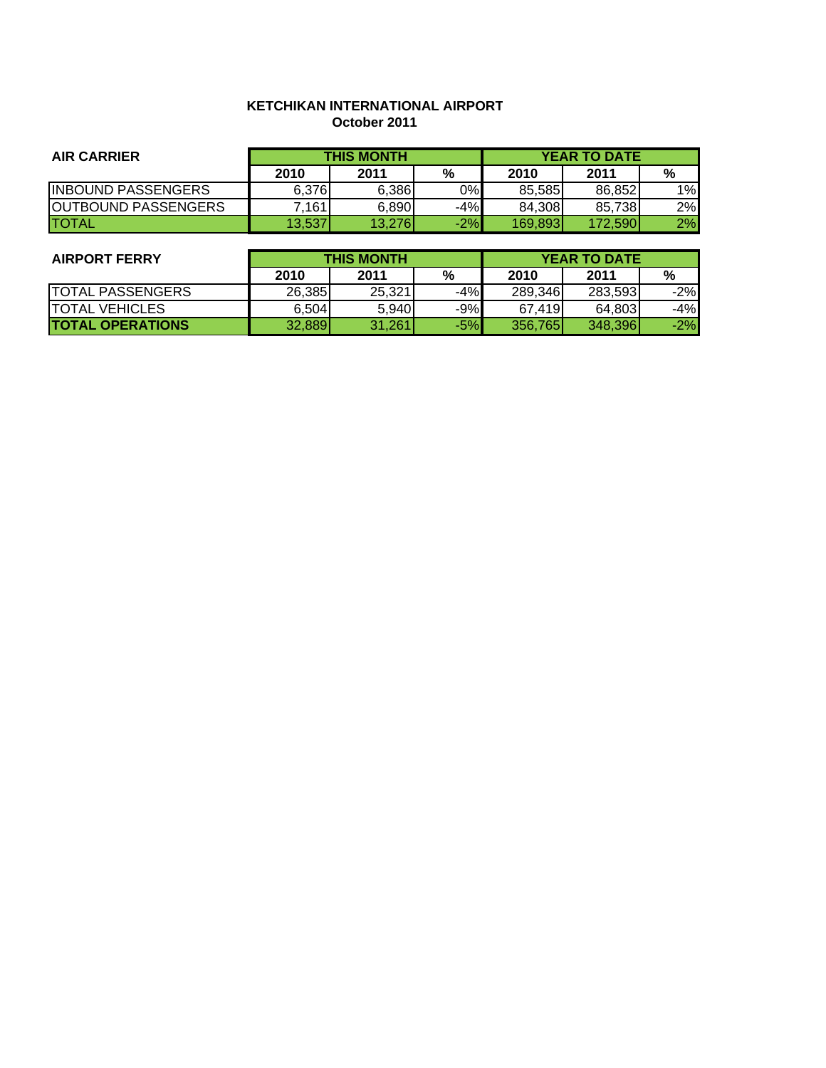**KETCHIKAN INTERNATIONAL AIRPORT**
**October 2011**

| AIR CARRIER | THIS MONTH | | | YEAR TO DATE | | |
|---|---|---|---|---|---|---|
| | 2010 | 2011 | % | 2010 | 2011 | % |
| INBOUND PASSENGERS | 6,376 | 6,386 | 0% | 85,585 | 86,852 | 1% |
| OUTBOUND PASSENGERS | 7,161 | 6,890 | -4% | 84,308 | 85,738 | 2% |
| TOTAL | 13,537 | 13,276 | -2% | 169,893 | 172,590 | 2% |

| AIRPORT FERRY | THIS MONTH | | | YEAR TO DATE | | |
|---|---|---|---|---|---|---|
| | 2010 | 2011 | % | 2010 | 2011 | % |
| TOTAL PASSENGERS | 26,385 | 25,321 | -4% | 289,346 | 283,593 | -2% |
| TOTAL VEHICLES | 6,504 | 5,940 | -9% | 67,419 | 64,803 | -4% |
| **TOTAL OPERATIONS** | 32,889 | 31,261 | -5% | 356,765 | 348,396 | -2% |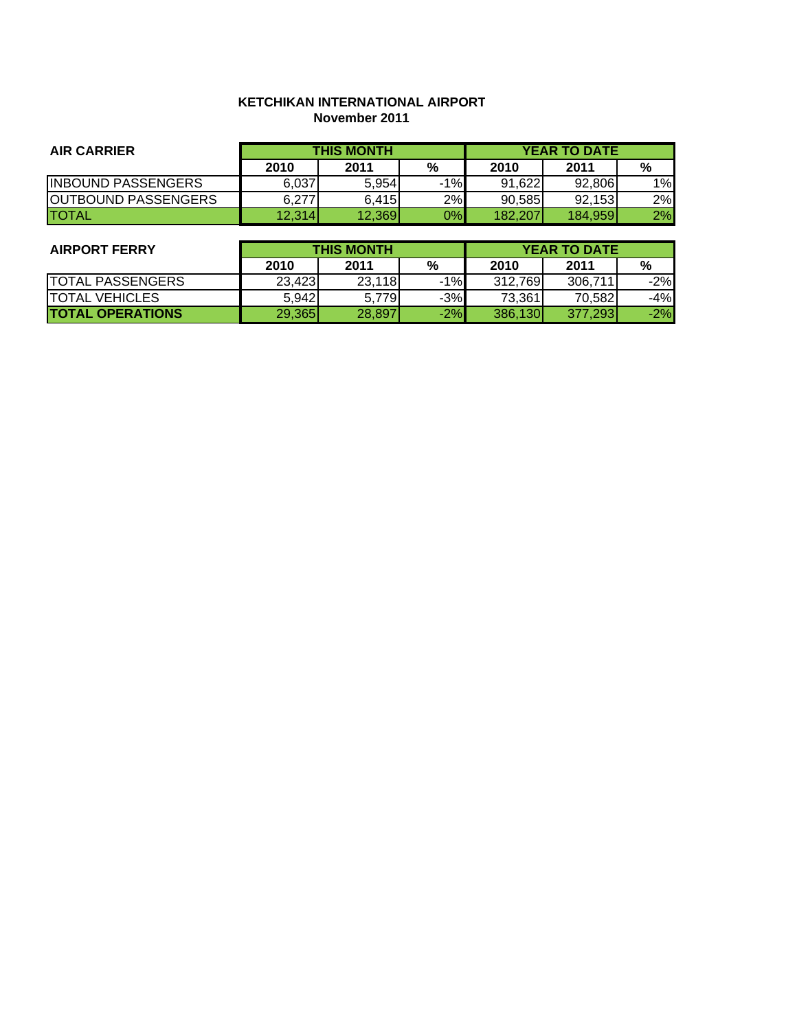**KETCHIKAN INTERNATIONAL AIRPORT**
**November 2011**

| AIR CARRIER | THIS MONTH | | | YEAR TO DATE | | |
|---|---|---|---|---|---|---|
| | 2010 | 2011 | % | 2010 | 2011 | % |
| INBOUND PASSENGERS | 6,037 | 5,954 | -1% | 91,622 | 92,806 | 1% |
| OUTBOUND PASSENGERS | 6,277 | 6,415 | 2% | 90,585 | 92,153 | 2% |
| TOTAL | 12,314 | 12,369 | 0% | 182,207 | 184,959 | 2% |

| AIRPORT FERRY | THIS MONTH | | | YEAR TO DATE | | |
|---|---|---|---|---|---|---|
| | 2010 | 2011 | % | 2010 | 2011 | % |
| TOTAL PASSENGERS | 23,423 | 23,118 | -1% | 312,769 | 306,711 | -2% |
| TOTAL VEHICLES | 5,942 | 5,779 | -3% | 73,361 | 70,582 | -4% |
| **TOTAL OPERATIONS** | 29,365 | 28,897 | -2% | 386,130 | 377,293 | -2% |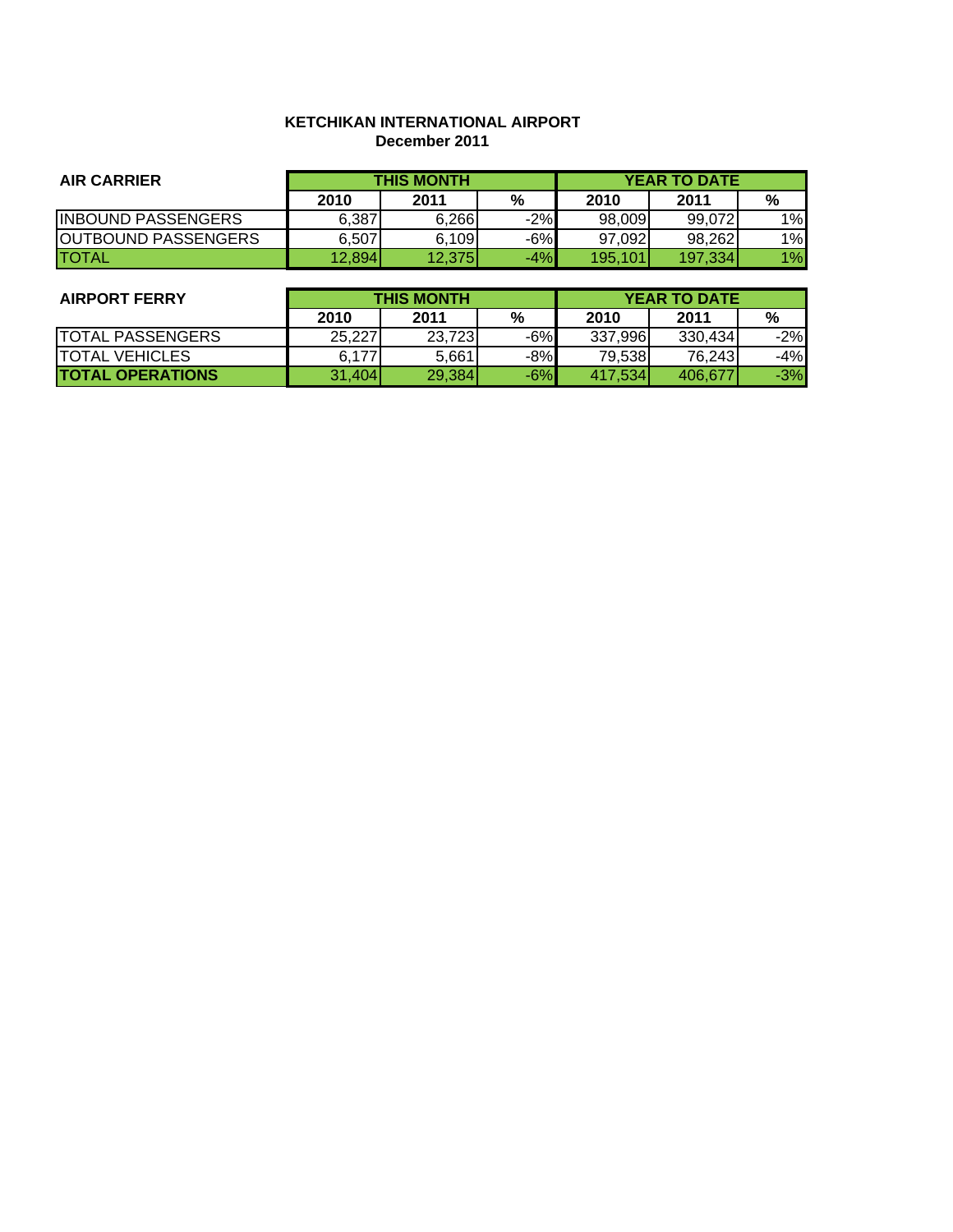**KETCHIKAN INTERNATIONAL AIRPORT**
**December 2011**

| AIR CARRIER | THIS MONTH | | | YEAR TO DATE | | |
|---|---|---|---|---|---|---|
| | 2010 | 2011 | % | 2010 | 2011 | % |
| INBOUND PASSENGERS | 6,387 | 6,266 | -2% | 98,009 | 99,072 | 1% |
| OUTBOUND PASSENGERS | 6,507 | 6,109 | -6% | 97,092 | 98,262 | 1% |
| TOTAL | 12,894 | 12,375 | -4% | 195,101 | 197,334 | 1% |

| AIRPORT FERRY | THIS MONTH | | | YEAR TO DATE | | |
|---|---|---|---|---|---|---|
| | 2010 | 2011 | % | 2010 | 2011 | % |
| TOTAL PASSENGERS | 25,227 | 23,723 | -6% | 337,996 | 330,434 | -2% |
| TOTAL VEHICLES | 6,177 | 5,661 | -8% | 79,538 | 76,243 | -4% |
| **TOTAL OPERATIONS** | 31,404 | 29,384 | -6% | 417,534 | 406,677 | -3% |